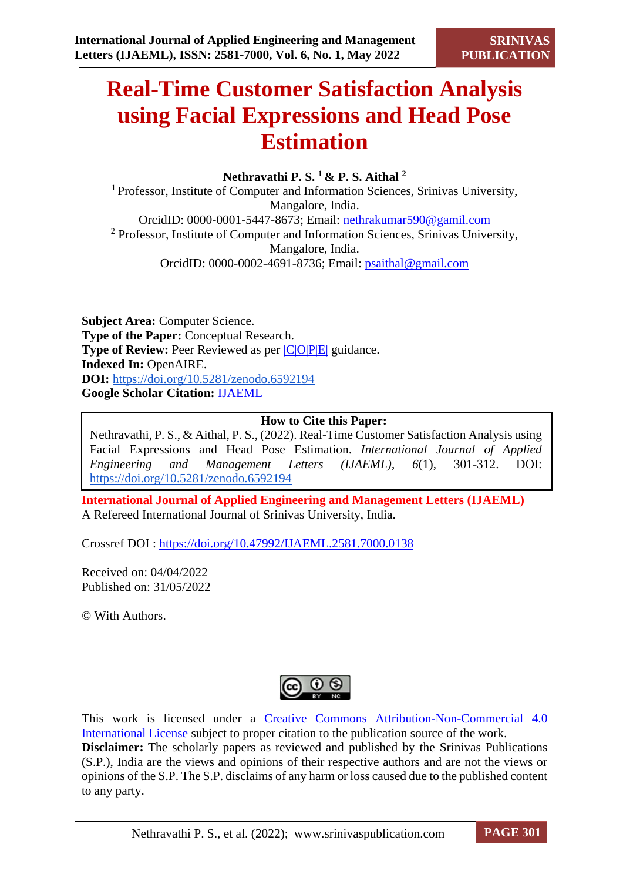# Real-Time Customer Satisfaction Analysis using Facial Expressions and Head Pose Estimation

**Nethravathi P. S.** [1] **& P. S. Aithal** [2]

[1] Professor, Institute of Computer and Information Sciences, Srinivas University, Mangalore, India.
OrcidID: 0000-0001-5447-8673; Email: nethrakumar590@gamil.com

[2] Professor, Institute of Computer and Information Sciences, Srinivas University, Mangalore, India.
OrcidID: 0000-0002-4691-8736; Email: psaithal@gmail.com

**Subject Area:** Computer Science.
**Type of the Paper:** Conceptual Research.
**Type of Review:** Peer Reviewed as per |C|O|P|E| guidance.
**Indexed In:** OpenAIRE.
**DOI:** https://doi.org/10.5281/zenodo.6592194
**Google Scholar Citation:** IJAEML

**How to Cite this Paper:**
Nethravathi, P. S., & Aithal, P. S., (2022). Real-Time Customer Satisfaction Analysis using Facial Expressions and Head Pose Estimation. *International Journal of Applied Engineering and Management Letters (IJAEML)*, *6*(1), 301-312. DOI: https://doi.org/10.5281/zenodo.6592194

**International Journal of Applied Engineering and Management Letters (IJAEML)**
A Refereed International Journal of Srinivas University, India.

Crossref DOI : https://doi.org/10.47992/IJAEML.2581.7000.0138

Received on: 04/04/2022
Published on: 31/05/2022

© With Authors.

This work is licensed under a Creative Commons Attribution-Non-Commercial 4.0 International License subject to proper citation to the publication source of the work.
**Disclaimer:** The scholarly papers as reviewed and published by the Srinivas Publications (S.P.), India are the views and opinions of their respective authors and are not the views or opinions of the S.P. The S.P. disclaims of any harm or loss caused due to the published content to any party.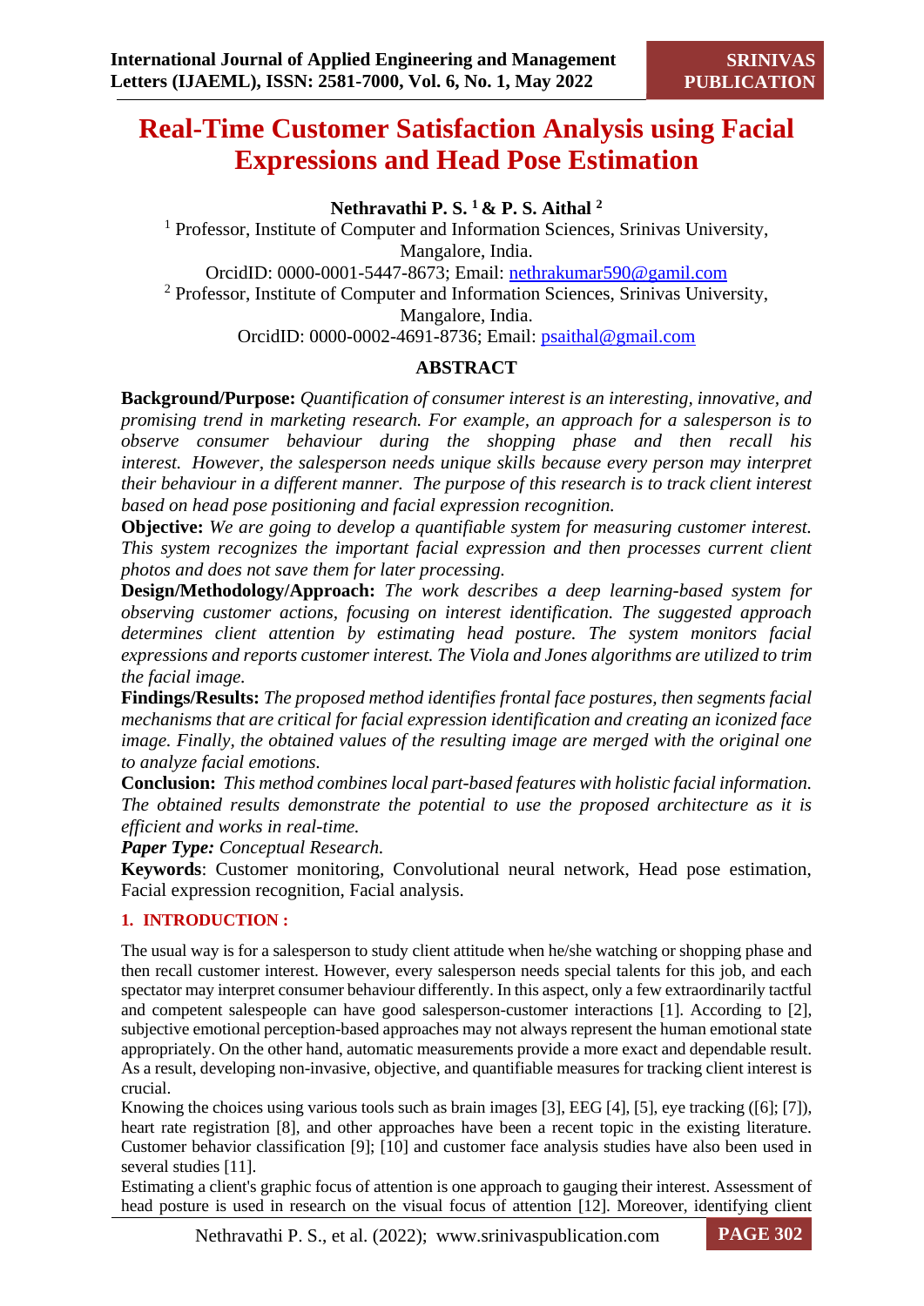# Real-Time Customer Satisfaction Analysis using Facial Expressions and Head Pose Estimation

**Nethravathi P. S. [1] & P. S. Aithal [2]**

[1] Professor, Institute of Computer and Information Sciences, Srinivas University, Mangalore, India.
OrcidID: 0000-0001-5447-8673; Email: nethrakumar590@gamil.com

[2] Professor, Institute of Computer and Information Sciences, Srinivas University, Mangalore, India.
OrcidID: 0000-0002-4691-8736; Email: psaithal@gmail.com

## ABSTRACT

**Background/Purpose:** *Quantification of consumer interest is an interesting, innovative, and promising trend in marketing research. For example, an approach for a salesperson is to observe consumer behaviour during the shopping phase and then recall his interest. However, the salesperson needs unique skills because every person may interpret their behaviour in a different manner. The purpose of this research is to track client interest based on head pose positioning and facial expression recognition.*

**Objective:** *We are going to develop a quantifiable system for measuring customer interest. This system recognizes the important facial expression and then processes current client photos and does not save them for later processing.*

**Design/Methodology/Approach:** *The work describes a deep learning-based system for observing customer actions, focusing on interest identification. The suggested approach determines client attention by estimating head posture. The system monitors facial expressions and reports customer interest. The Viola and Jones algorithms are utilized to trim the facial image.*

**Findings/Results:** *The proposed method identifies frontal face postures, then segments facial mechanisms that are critical for facial expression identification and creating an iconized face image. Finally, the obtained values of the resulting image are merged with the original one to analyze facial emotions.*

**Conclusion:** *This method combines local part-based features with holistic facial information. The obtained results demonstrate the potential to use the proposed architecture as it is efficient and works in real-time.*

***Paper Type:*** Conceptual Research.

**Keywords**: Customer monitoring, Convolutional neural network, Head pose estimation, Facial expression recognition, Facial analysis.

## 1. INTRODUCTION :

The usual way is for a salesperson to study client attitude when he/she watching or shopping phase and then recall customer interest. However, every salesperson needs special talents for this job, and each spectator may interpret consumer behaviour differently. In this aspect, only a few extraordinarily tactful and competent salespeople can have good salesperson-customer interactions [1]. According to [2], subjective emotional perception-based approaches may not always represent the human emotional state appropriately. On the other hand, automatic measurements provide a more exact and dependable result. As a result, developing non-invasive, objective, and quantifiable measures for tracking client interest is crucial.

Knowing the choices using various tools such as brain images [3], EEG [4], [5], eye tracking ([6]; [7]), heart rate registration [8], and other approaches have been a recent topic in the existing literature. Customer behavior classification [9]; [10] and customer face analysis studies have also been used in several studies [11].

Estimating a client's graphic focus of attention is one approach to gauging their interest. Assessment of head posture is used in research on the visual focus of attention [12]. Moreover, identifying client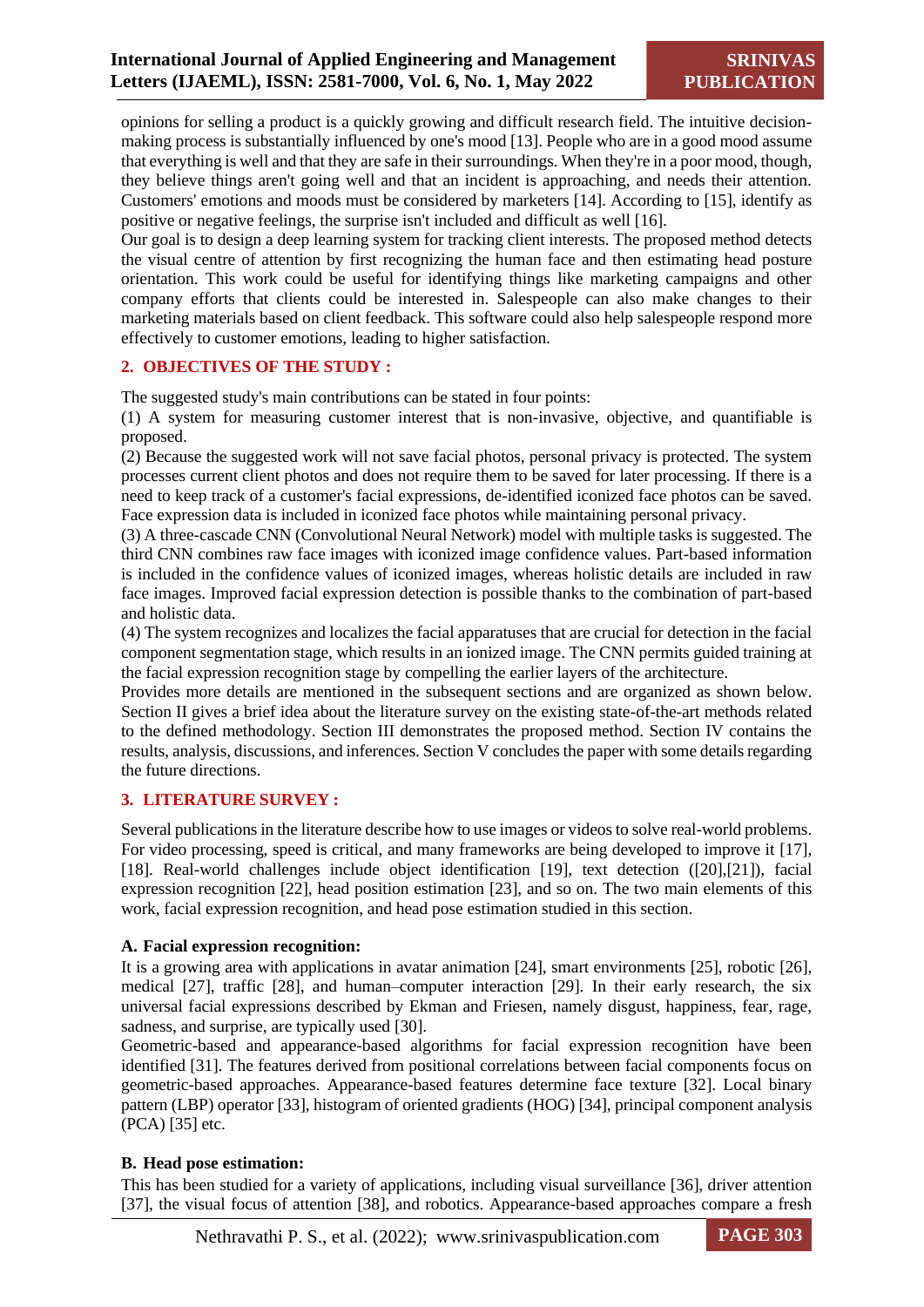opinions for selling a product is a quickly growing and difficult research field. The intuitive decision-making process is substantially influenced by one's mood [13]. People who are in a good mood assume that everything is well and that they are safe in their surroundings. When they're in a poor mood, though, they believe things aren't going well and that an incident is approaching, and needs their attention. Customers' emotions and moods must be considered by marketers [14]. According to [15], identify as positive or negative feelings, the surprise isn't included and difficult as well [16].

Our goal is to design a deep learning system for tracking client interests. The proposed method detects the visual centre of attention by first recognizing the human face and then estimating head posture orientation. This work could be useful for identifying things like marketing campaigns and other company efforts that clients could be interested in. Salespeople can also make changes to their marketing materials based on client feedback. This software could also help salespeople respond more effectively to customer emotions, leading to higher satisfaction.

## 2. OBJECTIVES OF THE STUDY :

The suggested study's main contributions can be stated in four points:

(1) A system for measuring customer interest that is non-invasive, objective, and quantifiable is proposed.

(2) Because the suggested work will not save facial photos, personal privacy is protected. The system processes current client photos and does not require them to be saved for later processing. If there is a need to keep track of a customer's facial expressions, de-identified iconized face photos can be saved. Face expression data is included in iconized face photos while maintaining personal privacy.

(3) A three-cascade CNN (Convolutional Neural Network) model with multiple tasks is suggested. The third CNN combines raw face images with iconized image confidence values. Part-based information is included in the confidence values of iconized images, whereas holistic details are included in raw face images. Improved facial expression detection is possible thanks to the combination of part-based and holistic data.

(4) The system recognizes and localizes the facial apparatuses that are crucial for detection in the facial component segmentation stage, which results in an ionized image. The CNN permits guided training at the facial expression recognition stage by compelling the earlier layers of the architecture.

Provides more details are mentioned in the subsequent sections and are organized as shown below. Section II gives a brief idea about the literature survey on the existing state-of-the-art methods related to the defined methodology. Section III demonstrates the proposed method. Section IV contains the results, analysis, discussions, and inferences. Section V concludes the paper with some details regarding the future directions.

## 3. LITERATURE SURVEY :

Several publications in the literature describe how to use images or videos to solve real-world problems. For video processing, speed is critical, and many frameworks are being developed to improve it [17], [18]. Real-world challenges include object identification [19], text detection ([20],[21]), facial expression recognition [22], head position estimation [23], and so on. The two main elements of this work, facial expression recognition, and head pose estimation studied in this section.

### A. Facial expression recognition:

It is a growing area with applications in avatar animation [24], smart environments [25], robotic [26], medical [27], traffic [28], and human–computer interaction [29]. In their early research, the six universal facial expressions described by Ekman and Friesen, namely disgust, happiness, fear, rage, sadness, and surprise, are typically used [30].

Geometric-based and appearance-based algorithms for facial expression recognition have been identified [31]. The features derived from positional correlations between facial components focus on geometric-based approaches. Appearance-based features determine face texture [32]. Local binary pattern (LBP) operator [33], histogram of oriented gradients (HOG) [34], principal component analysis (PCA) [35] etc.

### B. Head pose estimation:

This has been studied for a variety of applications, including visual surveillance [36], driver attention [37], the visual focus of attention [38], and robotics. Appearance-based approaches compare a fresh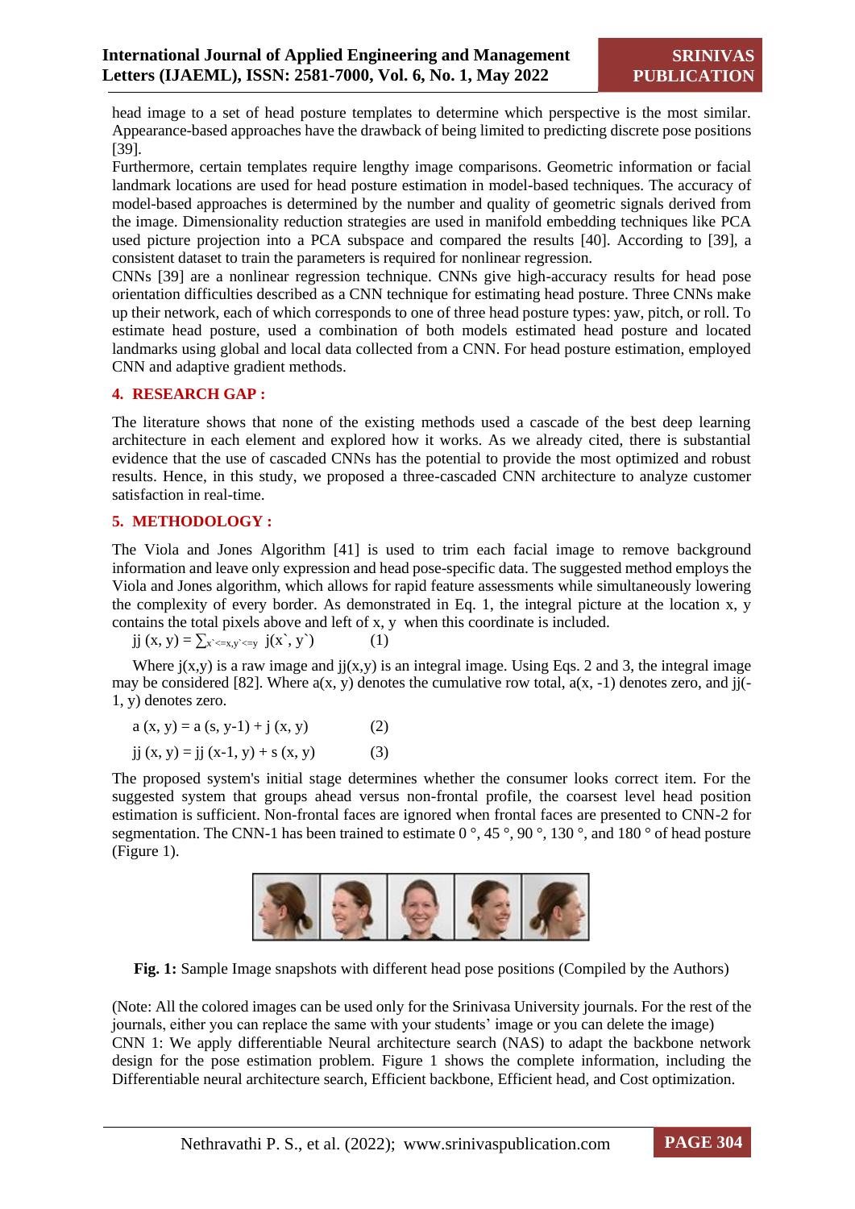head image to a set of head posture templates to determine which perspective is the most similar. Appearance-based approaches have the drawback of being limited to predicting discrete pose positions [39].

Furthermore, certain templates require lengthy image comparisons. Geometric information or facial landmark locations are used for head posture estimation in model-based techniques. The accuracy of model-based approaches is determined by the number and quality of geometric signals derived from the image. Dimensionality reduction strategies are used in manifold embedding techniques like PCA used picture projection into a PCA subspace and compared the results [40]. According to [39], a consistent dataset to train the parameters is required for nonlinear regression.

CNNs [39] are a nonlinear regression technique. CNNs give high-accuracy results for head pose orientation difficulties described as a CNN technique for estimating head posture. Three CNNs make up their network, each of which corresponds to one of three head posture types: yaw, pitch, or roll. To estimate head posture, used a combination of both models estimated head posture and located landmarks using global and local data collected from a CNN. For head posture estimation, employed CNN and adaptive gradient methods.

## 4. RESEARCH GAP :

The literature shows that none of the existing methods used a cascade of the best deep learning architecture in each element and explored how it works. As we already cited, there is substantial evidence that the use of cascaded CNNs has the potential to provide the most optimized and robust results. Hence, in this study, we proposed a three-cascaded CNN architecture to analyze customer satisfaction in real-time.

## 5. METHODOLOGY :

The Viola and Jones Algorithm [41] is used to trim each facial image to remove background information and leave only expression and head pose-specific data. The suggested method employs the Viola and Jones algorithm, which allows for rapid feature assessments while simultaneously lowering the complexity of every border. As demonstrated in Eq. 1, the integral picture at the location x, y contains the total pixels above and left of x, y when this coordinate is included.

$$jj(x, y) = \sum_{x' <= x, y' <= y} j(x', y') \qquad (1)$$

Where $j(x,y)$ is a raw image and $jj(x,y)$ is an integral image. Using Eqs. 2 and 3, the integral image may be considered [82]. Where $a(x, y)$ denotes the cumulative row total, $a(x, -1)$ denotes zero, and $jj(-1, y)$ denotes zero.

$$a(x, y) = a(s, y-1) + j(x, y) \qquad (2)$$

$$jj(x, y) = jj(x-1, y) + s(x, y) \qquad (3)$$

The proposed system's initial stage determines whether the consumer looks correct item. For the suggested system that groups ahead versus non-frontal profile, the coarsest level head position estimation is sufficient. Non-frontal faces are ignored when frontal faces are presented to CNN-2 for segmentation. The CNN-1 has been trained to estimate 0 °, 45 °, 90 °, 130 °, and 180 ° of head posture (Figure 1).

**Fig. 1:** Sample Image snapshots with different head pose positions (Compiled by the Authors)

(Note: All the colored images can be used only for the Srinivasa University journals. For the rest of the journals, either you can replace the same with your students' image or you can delete the image)

CNN 1: We apply differentiable Neural architecture search (NAS) to adapt the backbone network design for the pose estimation problem. Figure 1 shows the complete information, including the Differentiable neural architecture search, Efficient backbone, Efficient head, and Cost optimization.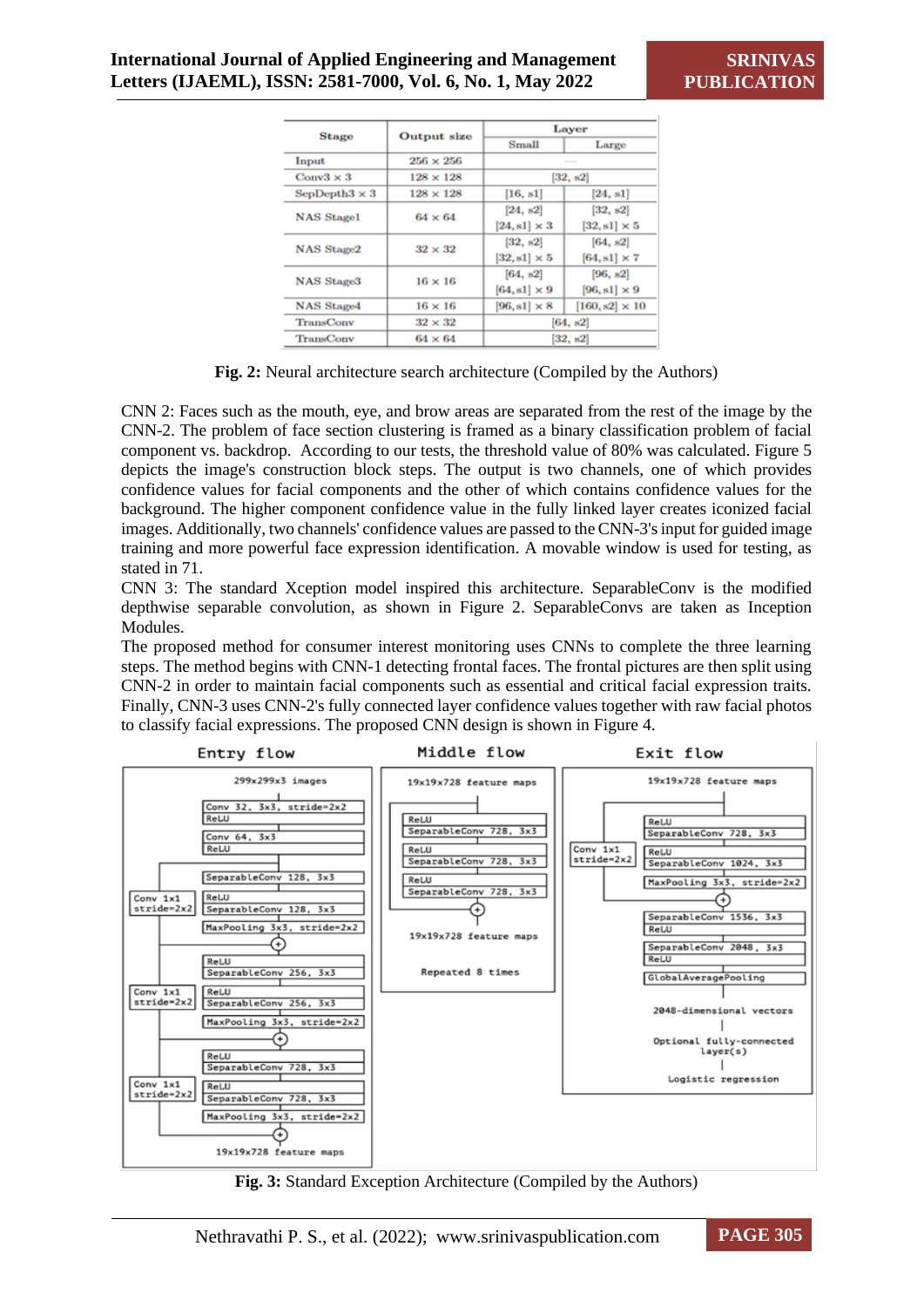| Stage | Output size | Layer | |
|---|---|---|---|
| | | Small | Large |
| Input | 256 × 256 | — | |
| Conv3 × 3 | 128 × 128 | [32, s2] | |
| SepDepth3 × 3 | 128 × 128 | [16, s1] | [24, s1] |
| NAS Stage1 | 64 × 64 | [24, s2] [24, s1] × 3 | [32, s2] [32, s1] × 5 |
| NAS Stage2 | 32 × 32 | [32, s2] [32, s1] × 5 | [64, s2] [64, s1] × 7 |
| NAS Stage3 | 16 × 16 | [64, s2] [64, s1] × 9 | [96, s2] [96, s1] × 9 |
| NAS Stage4 | 16 × 16 | [96, s1] × 8 | [160, s2] × 10 |
| TransConv | 32 × 32 | [64, s2] | |
| TransConv | 64 × 64 | [32, s2] | |

**Fig. 2:** Neural architecture search architecture (Compiled by the Authors)

CNN 2: Faces such as the mouth, eye, and brow areas are separated from the rest of the image by the CNN-2. The problem of face section clustering is framed as a binary classification problem of facial component vs. backdrop. According to our tests, the threshold value of 80% was calculated. Figure 5 depicts the image's construction block steps. The output is two channels, one of which provides confidence values for facial components and the other of which contains confidence values for the background. The higher component confidence value in the fully linked layer creates iconized facial images. Additionally, two channels' confidence values are passed to the CNN-3's input for guided image training and more powerful face expression identification. A movable window is used for testing, as stated in 71.

CNN 3: The standard Xception model inspired this architecture. SeparableConv is the modified depthwise separable convolution, as shown in Figure 2. SeparableConvs are taken as Inception Modules.

The proposed method for consumer interest monitoring uses CNNs to complete the three learning steps. The method begins with CNN-1 detecting frontal faces. The frontal pictures are then split using CNN-2 in order to maintain facial components such as essential and critical facial expression traits. Finally, CNN-3 uses CNN-2's fully connected layer confidence values together with raw facial photos to classify facial expressions. The proposed CNN design is shown in Figure 4.

Entry flow

- 299x299x3 images
- Conv 32, 3x3, stride=2x2 / ReLU
- Conv 64, 3x3 / ReLU
- SeparableConv 128, 3x3
- ReLU / SeparableConv 128, 3x3
- MaxPooling 3x3, stride=2x2 (shortcut: Conv 1x1 stride=2x2)
- ReLU / SeparableConv 256, 3x3
- ReLU / SeparableConv 256, 3x3
- MaxPooling 3x3, stride=2x2 (shortcut: Conv 1x1 stride=2x2)
- ReLU / SeparableConv 728, 3x3
- ReLU / SeparableConv 728, 3x3
- MaxPooling 3x3, stride=2x2 (shortcut: Conv 1x1 stride=2x2)
- 19x19x728 feature maps

Middle flow

- 19x19x728 feature maps
- ReLU / SeparableConv 728, 3x3
- ReLU / SeparableConv 728, 3x3
- ReLU / SeparableConv 728, 3x3
- 19x19x728 feature maps
- Repeated 8 times

Exit flow

- 19x19x728 feature maps
- ReLU / SeparableConv 728, 3x3
- ReLU / SeparableConv 1024, 3x3
- MaxPooling 3x3, stride=2x2 (shortcut: Conv 1x1 stride=2x2)
- SeparableConv 1536, 3x3 / ReLU
- SeparableConv 2048, 3x3 / ReLU
- GlobalAveragePooling
- 2048-dimensional vectors
- Optional fully-connected layer(s)
- Logistic regression

**Fig. 3:** Standard Exception Architecture (Compiled by the Authors)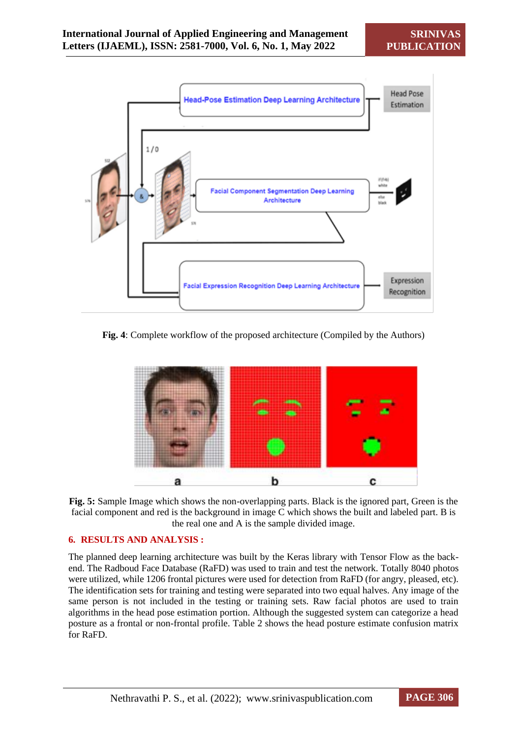Fig. 4: Complete workflow of the proposed architecture (Compiled by the Authors)

**Fig. 5:** Sample Image which shows the non-overlapping parts. Black is the ignored part, Green is the facial component and red is the background in image C which shows the built and labeled part. B is the real one and A is the sample divided image.

## 6. RESULTS AND ANALYSIS :

The planned deep learning architecture was built by the Keras library with Tensor Flow as the back-end. The Radboud Face Database (RaFD) was used to train and test the network. Totally 8040 photos were utilized, while 1206 frontal pictures were used for detection from RaFD (for angry, pleased, etc). The identification sets for training and testing were separated into two equal halves. Any image of the same person is not included in the testing or training sets. Raw facial photos are used to train algorithms in the head pose estimation portion. Although the suggested system can categorize a head posture as a frontal or non-frontal profile. Table 2 shows the head posture estimate confusion matrix for RaFD.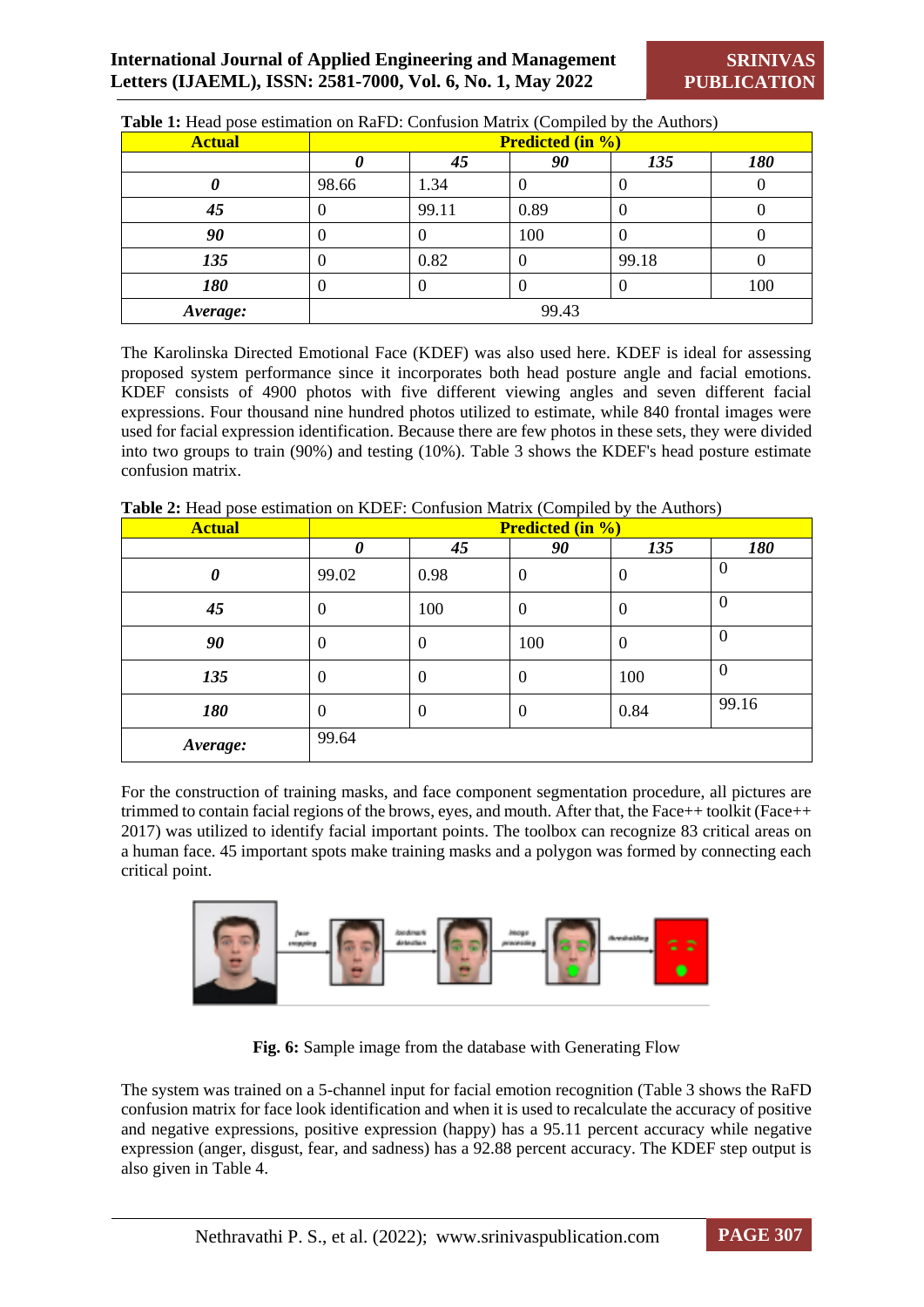**Table 1:** Head pose estimation on RaFD: Confusion Matrix (Compiled by the Authors)

| Actual | Predicted (in %) | | | | |
|---|---|---|---|---|---|
| | ***0*** | ***45*** | ***90*** | ***135*** | ***180*** |
| ***0*** | 98.66 | 1.34 | 0 | 0 | 0 |
| ***45*** | 0 | 99.11 | 0.89 | 0 | 0 |
| ***90*** | 0 | 0 | 100 | 0 | 0 |
| ***135*** | 0 | 0.82 | 0 | 99.18 | 0 |
| ***180*** | 0 | 0 | 0 | 0 | 100 |
| ***Average:*** | 99.43 | | | | |

The Karolinska Directed Emotional Face (KDEF) was also used here. KDEF is ideal for assessing proposed system performance since it incorporates both head posture angle and facial emotions. KDEF consists of 4900 photos with five different viewing angles and seven different facial expressions. Four thousand nine hundred photos utilized to estimate, while 840 frontal images were used for facial expression identification. Because there are few photos in these sets, they were divided into two groups to train (90%) and testing (10%). Table 3 shows the KDEF's head posture estimate confusion matrix.

**Table 2:** Head pose estimation on KDEF: Confusion Matrix (Compiled by the Authors)

| Actual | Predicted (in %) | | | | |
|---|---|---|---|---|---|
| | ***0*** | ***45*** | ***90*** | ***135*** | ***180*** |
| ***0*** | 99.02 | 0.98 | 0 | 0 | 0 |
| ***45*** | 0 | 100 | 0 | 0 | 0 |
| ***90*** | 0 | 0 | 100 | 0 | 0 |
| ***135*** | 0 | 0 | 0 | 100 | 0 |
| ***180*** | 0 | 0 | 0 | 0.84 | 99.16 |
| ***Average:*** | 99.64 | | | | |

For the construction of training masks, and face component segmentation procedure, all pictures are trimmed to contain facial regions of the brows, eyes, and mouth. After that, the Face++ toolkit (Face++ 2017) was utilized to identify facial important points. The toolbox can recognize 83 critical areas on a human face. 45 important spots make training masks and a polygon was formed by connecting each critical point.

**Fig. 6:** Sample image from the database with Generating Flow

The system was trained on a 5-channel input for facial emotion recognition (Table 3 shows the RaFD confusion matrix for face look identification and when it is used to recalculate the accuracy of positive and negative expressions, positive expression (happy) has a 95.11 percent accuracy while negative expression (anger, disgust, fear, and sadness) has a 92.88 percent accuracy. The KDEF step output is also given in Table 4.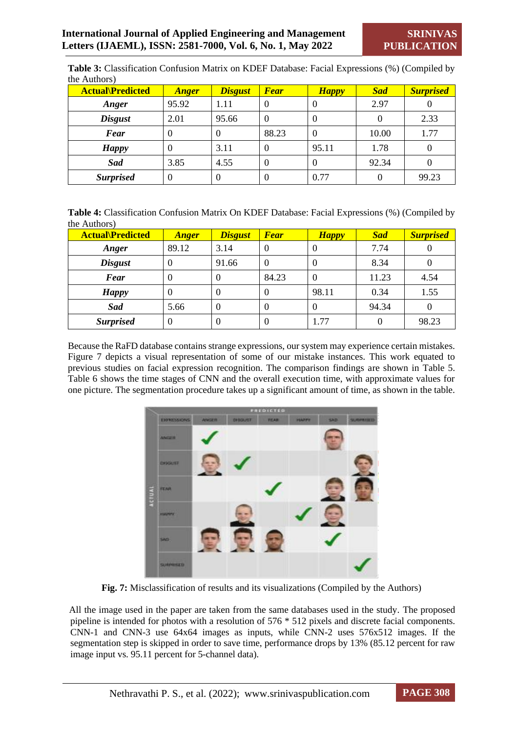**Table 3:** Classification Confusion Matrix on KDEF Database: Facial Expressions (%) (Compiled by the Authors)

| Actual\Predicted | Anger | Disgust | Fear | Happy | Sad | Surprised |
|---|---|---|---|---|---|---|
| **Anger** | 95.92 | 1.11 | 0 | 0 | 2.97 | 0 |
| **Disgust** | 2.01 | 95.66 | 0 | 0 | 0 | 2.33 |
| **Fear** | 0 | 0 | 88.23 | 0 | 10.00 | 1.77 |
| **Happy** | 0 | 3.11 | 0 | 95.11 | 1.78 | 0 |
| **Sad** | 3.85 | 4.55 | 0 | 0 | 92.34 | 0 |
| **Surprised** | 0 | 0 | 0 | 0.77 | 0 | 99.23 |

**Table 4:** Classification Confusion Matrix On KDEF Database: Facial Expressions (%) (Compiled by the Authors)

| Actual\Predicted | Anger | Disgust | Fear | Happy | Sad | Surprised |
|---|---|---|---|---|---|---|
| **Anger** | 89.12 | 3.14 | 0 | 0 | 7.74 | 0 |
| **Disgust** | 0 | 91.66 | 0 | 0 | 8.34 | 0 |
| **Fear** | 0 | 0 | 84.23 | 0 | 11.23 | 4.54 |
| **Happy** | 0 | 0 | 0 | 98.11 | 0.34 | 1.55 |
| **Sad** | 5.66 | 0 | 0 | 0 | 94.34 | 0 |
| **Surprised** | 0 | 0 | 0 | 1.77 | 0 | 98.23 |

Because the RaFD database contains strange expressions, our system may experience certain mistakes. Figure 7 depicts a visual representation of some of our mistake instances. This work equated to previous studies on facial expression recognition. The comparison findings are shown in Table 5. Table 6 shows the time stages of CNN and the overall execution time, with approximate values for one picture. The segmentation procedure takes up a significant amount of time, as shown in the table.

**Fig. 7:** Misclassification of results and its visualizations (Compiled by the Authors)

All the image used in the paper are taken from the same databases used in the study. The proposed pipeline is intended for photos with a resolution of 576 * 512 pixels and discrete facial components. CNN-1 and CNN-3 use 64x64 images as inputs, while CNN-2 uses 576x512 images. If the segmentation step is skipped in order to save time, performance drops by 13% (85.12 percent for raw image input vs. 95.11 percent for 5-channel data).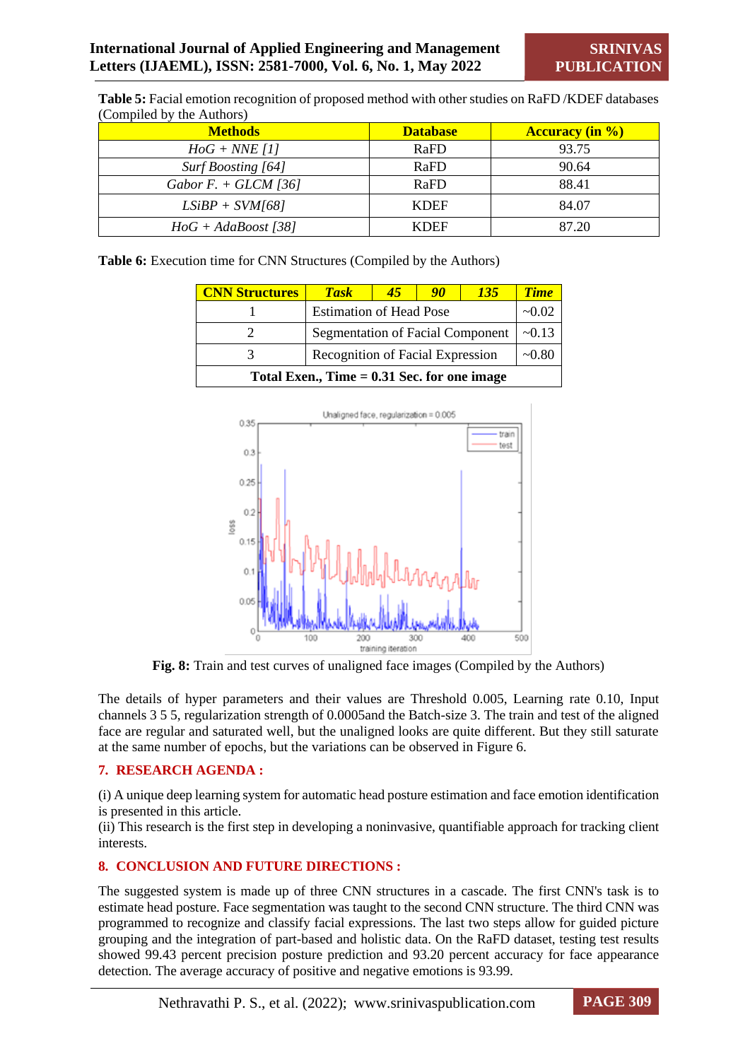**Table 5:** Facial emotion recognition of proposed method with other studies on RaFD /KDEF databases (Compiled by the Authors)

| Methods | Database | Accuracy (in %) |
|---|---|---|
| *HoG + NNE [1]* | RaFD | 93.75 |
| *Surf Boosting [64]* | RaFD | 90.64 |
| *Gabor F. + GLCM [36]* | RaFD | 88.41 |
| *LSiBP + SVM[68]* | KDEF | 84.07 |
| *HoG + AdaBoost [38]* | KDEF | 87.20 |

**Table 6:** Execution time for CNN Structures (Compiled by the Authors)

| CNN Structures | *Task* | *45* | *90* | *135* | *Time* |
|---|---|---|---|---|---|
| 1 | Estimation of Head Pose | | | | ~0.02 |
| 2 | Segmentation of Facial Component | | | | ~0.13 |
| 3 | Recognition of Facial Expression | | | | ~0.80 |
| **Total Exen., Time = 0.31 Sec. for one image** | | | | | |

**Fig. 8:** Train and test curves of unaligned face images (Compiled by the Authors)

The details of hyper parameters and their values are Threshold 0.005, Learning rate 0.10, Input channels 3 5 5, regularization strength of 0.0005and the Batch-size 3. The train and test of the aligned face are regular and saturated well, but the unaligned looks are quite different. But they still saturate at the same number of epochs, but the variations can be observed in Figure 6.

## 7. RESEARCH AGENDA :

(i) A unique deep learning system for automatic head posture estimation and face emotion identification is presented in this article.
(ii) This research is the first step in developing a noninvasive, quantifiable approach for tracking client interests.

## 8. CONCLUSION AND FUTURE DIRECTIONS :

The suggested system is made up of three CNN structures in a cascade. The first CNN's task is to estimate head posture. Face segmentation was taught to the second CNN structure. The third CNN was programmed to recognize and classify facial expressions. The last two steps allow for guided picture grouping and the integration of part-based and holistic data. On the RaFD dataset, testing test results showed 99.43 percent precision posture prediction and 93.20 percent accuracy for face appearance detection. The average accuracy of positive and negative emotions is 93.99.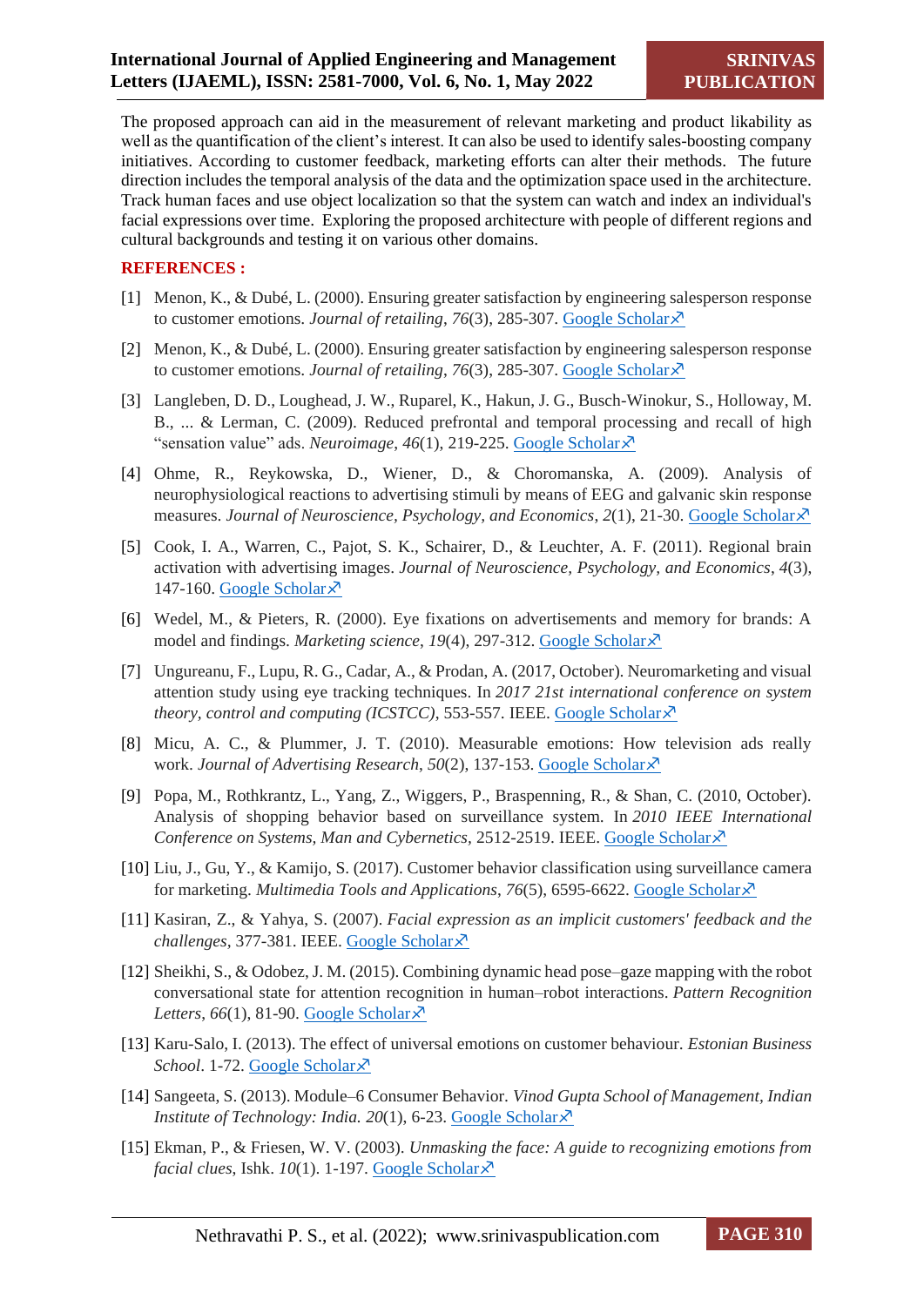The proposed approach can aid in the measurement of relevant marketing and product likability as well as the quantification of the client's interest. It can also be used to identify sales-boosting company initiatives. According to customer feedback, marketing efforts can alter their methods. The future direction includes the temporal analysis of the data and the optimization space used in the architecture. Track human faces and use object localization so that the system can watch and index an individual's facial expressions over time. Exploring the proposed architecture with people of different regions and cultural backgrounds and testing it on various other domains.

## REFERENCES :

[1] Menon, K., & Dubé, L. (2000). Ensuring greater satisfaction by engineering salesperson response to customer emotions. *Journal of retailing*, *76*(3), 285-307. Google Scholar

[2] Menon, K., & Dubé, L. (2000). Ensuring greater satisfaction by engineering salesperson response to customer emotions. *Journal of retailing*, *76*(3), 285-307. Google Scholar

[3] Langleben, D. D., Loughead, J. W., Ruparel, K., Hakun, J. G., Busch-Winokur, S., Holloway, M. B., ... & Lerman, C. (2009). Reduced prefrontal and temporal processing and recall of high "sensation value" ads. *Neuroimage*, *46*(1), 219-225. Google Scholar

[4] Ohme, R., Reykowska, D., Wiener, D., & Choromanska, A. (2009). Analysis of neurophysiological reactions to advertising stimuli by means of EEG and galvanic skin response measures. *Journal of Neuroscience, Psychology, and Economics*, *2*(1), 21-30. Google Scholar

[5] Cook, I. A., Warren, C., Pajot, S. K., Schairer, D., & Leuchter, A. F. (2011). Regional brain activation with advertising images. *Journal of Neuroscience, Psychology, and Economics*, *4*(3), 147-160. Google Scholar

[6] Wedel, M., & Pieters, R. (2000). Eye fixations on advertisements and memory for brands: A model and findings. *Marketing science*, *19*(4), 297-312. Google Scholar

[7] Ungureanu, F., Lupu, R. G., Cadar, A., & Prodan, A. (2017, October). Neuromarketing and visual attention study using eye tracking techniques. In *2017 21st international conference on system theory, control and computing (ICSTCC)*, 553-557. IEEE. Google Scholar

[8] Micu, A. C., & Plummer, J. T. (2010). Measurable emotions: How television ads really work. *Journal of Advertising Research*, *50*(2), 137-153. Google Scholar

[9] Popa, M., Rothkrantz, L., Yang, Z., Wiggers, P., Braspenning, R., & Shan, C. (2010, October). Analysis of shopping behavior based on surveillance system. In *2010 IEEE International Conference on Systems, Man and Cybernetics*, 2512-2519. IEEE. Google Scholar

[10] Liu, J., Gu, Y., & Kamijo, S. (2017). Customer behavior classification using surveillance camera for marketing. *Multimedia Tools and Applications*, *76*(5), 6595-6622. Google Scholar

[11] Kasiran, Z., & Yahya, S. (2007). *Facial expression as an implicit customers' feedback and the challenges*, 377-381. IEEE. Google Scholar

[12] Sheikhi, S., & Odobez, J. M. (2015). Combining dynamic head pose–gaze mapping with the robot conversational state for attention recognition in human–robot interactions. *Pattern Recognition Letters*, *66*(1), 81-90. Google Scholar

[13] Karu-Salo, I. (2013). The effect of universal emotions on customer behaviour. *Estonian Business School*. 1-72. Google Scholar

[14] Sangeeta, S. (2013). Module–6 Consumer Behavior. *Vinod Gupta School of Management, Indian Institute of Technology: India. 20*(1), 6-23. Google Scholar

[15] Ekman, P., & Friesen, W. V. (2003). *Unmasking the face: A guide to recognizing emotions from facial clues*, Ishk. *10*(1). 1-197. Google Scholar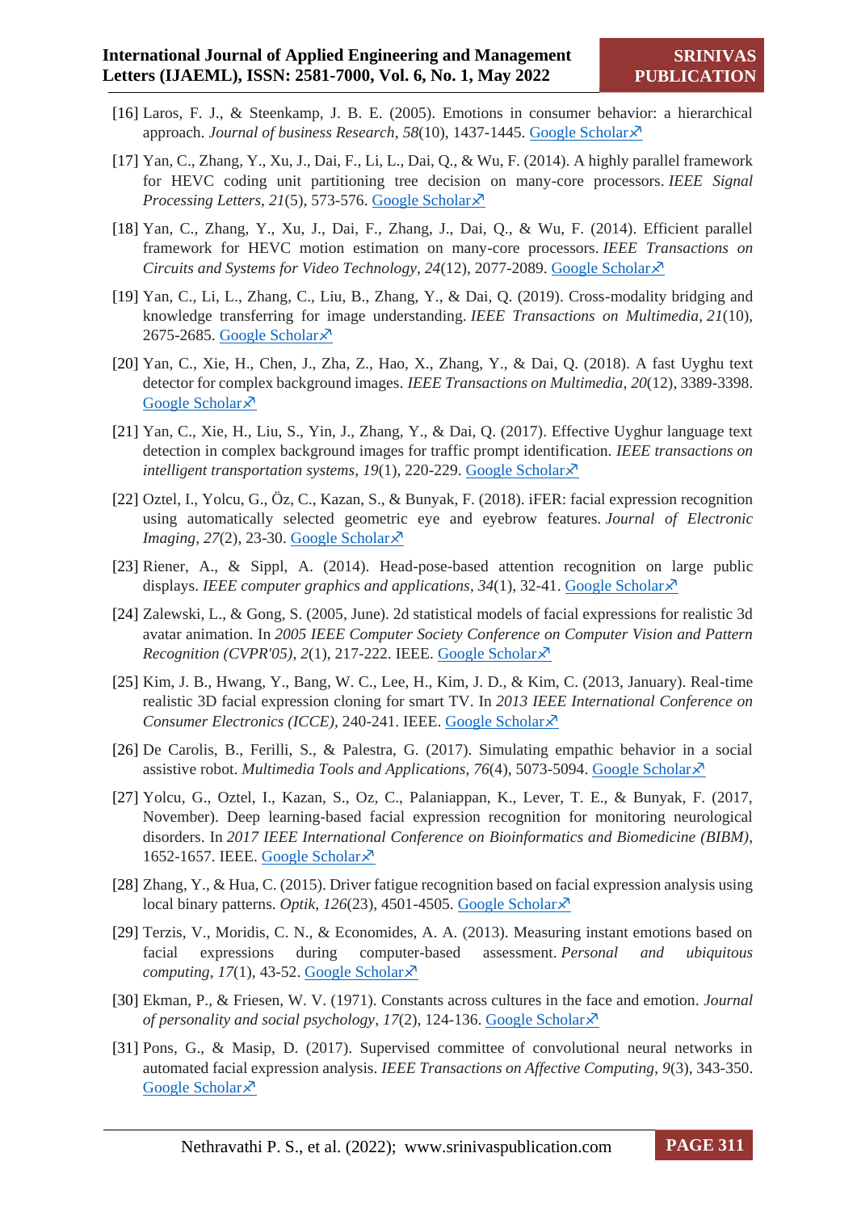[16] Laros, F. J., & Steenkamp, J. B. E. (2005). Emotions in consumer behavior: a hierarchical approach. *Journal of business Research*, *58*(10), 1437-1445. Google Scholar↗

[17] Yan, C., Zhang, Y., Xu, J., Dai, F., Li, L., Dai, Q., & Wu, F. (2014). A highly parallel framework for HEVC coding unit partitioning tree decision on many-core processors. *IEEE Signal Processing Letters*, *21*(5), 573-576. Google Scholar↗

[18] Yan, C., Zhang, Y., Xu, J., Dai, F., Zhang, J., Dai, Q., & Wu, F. (2014). Efficient parallel framework for HEVC motion estimation on many-core processors. *IEEE Transactions on Circuits and Systems for Video Technology*, *24*(12), 2077-2089. Google Scholar↗

[19] Yan, C., Li, L., Zhang, C., Liu, B., Zhang, Y., & Dai, Q. (2019). Cross-modality bridging and knowledge transferring for image understanding. *IEEE Transactions on Multimedia*, *21*(10), 2675-2685. Google Scholar↗

[20] Yan, C., Xie, H., Chen, J., Zha, Z., Hao, X., Zhang, Y., & Dai, Q. (2018). A fast Uyghu text detector for complex background images. *IEEE Transactions on Multimedia*, *20*(12), 3389-3398. Google Scholar↗

[21] Yan, C., Xie, H., Liu, S., Yin, J., Zhang, Y., & Dai, Q. (2017). Effective Uyghur language text detection in complex background images for traffic prompt identification. *IEEE transactions on intelligent transportation systems*, *19*(1), 220-229. Google Scholar↗

[22] Oztel, I., Yolcu, G., Öz, C., Kazan, S., & Bunyak, F. (2018). iFER: facial expression recognition using automatically selected geometric eye and eyebrow features. *Journal of Electronic Imaging*, *27*(2), 23-30. Google Scholar↗

[23] Riener, A., & Sippl, A. (2014). Head-pose-based attention recognition on large public displays. *IEEE computer graphics and applications*, *34*(1), 32-41. Google Scholar↗

[24] Zalewski, L., & Gong, S. (2005, June). 2d statistical models of facial expressions for realistic 3d avatar animation. In *2005 IEEE Computer Society Conference on Computer Vision and Pattern Recognition (CVPR'05)*, *2*(1), 217-222. IEEE. Google Scholar↗

[25] Kim, J. B., Hwang, Y., Bang, W. C., Lee, H., Kim, J. D., & Kim, C. (2013, January). Real-time realistic 3D facial expression cloning for smart TV. In *2013 IEEE International Conference on Consumer Electronics (ICCE)*, 240-241. IEEE. Google Scholar↗

[26] De Carolis, B., Ferilli, S., & Palestra, G. (2017). Simulating empathic behavior in a social assistive robot. *Multimedia Tools and Applications*, *76*(4), 5073-5094. Google Scholar↗

[27] Yolcu, G., Oztel, I., Kazan, S., Oz, C., Palaniappan, K., Lever, T. E., & Bunyak, F. (2017, November). Deep learning-based facial expression recognition for monitoring neurological disorders. In *2017 IEEE International Conference on Bioinformatics and Biomedicine (BIBM)*, 1652-1657. IEEE. Google Scholar↗

[28] Zhang, Y., & Hua, C. (2015). Driver fatigue recognition based on facial expression analysis using local binary patterns. *Optik*, *126*(23), 4501-4505. Google Scholar↗

[29] Terzis, V., Moridis, C. N., & Economides, A. A. (2013). Measuring instant emotions based on facial expressions during computer-based assessment. *Personal and ubiquitous computing*, *17*(1), 43-52. Google Scholar↗

[30] Ekman, P., & Friesen, W. V. (1971). Constants across cultures in the face and emotion. *Journal of personality and social psychology*, *17*(2), 124-136. Google Scholar↗

[31] Pons, G., & Masip, D. (2017). Supervised committee of convolutional neural networks in automated facial expression analysis. *IEEE Transactions on Affective Computing*, *9*(3), 343-350. Google Scholar↗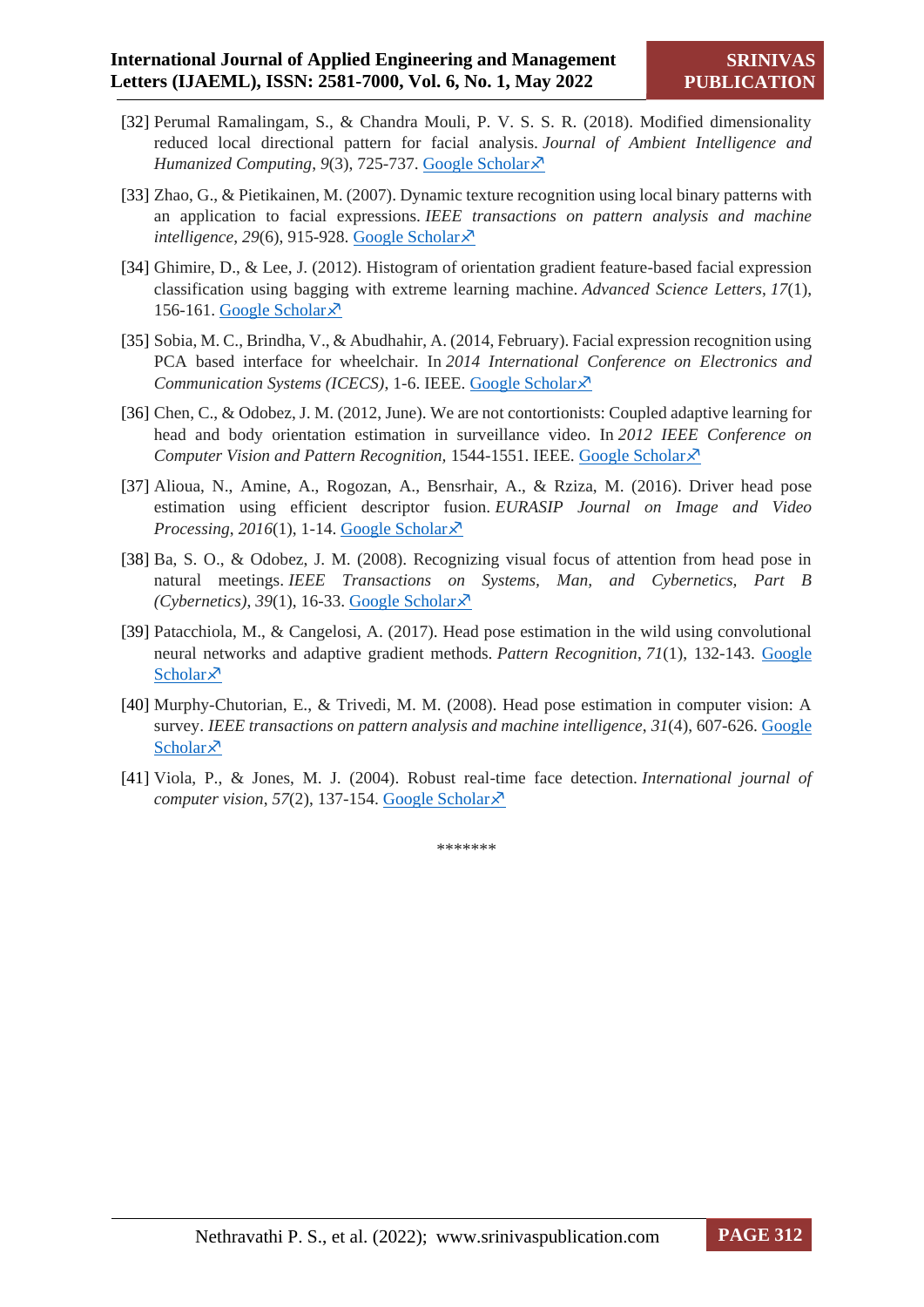[32] Perumal Ramalingam, S., & Chandra Mouli, P. V. S. S. R. (2018). Modified dimensionality reduced local directional pattern for facial analysis. *Journal of Ambient Intelligence and Humanized Computing*, *9*(3), 725-737. Google Scholar↗

[33] Zhao, G., & Pietikainen, M. (2007). Dynamic texture recognition using local binary patterns with an application to facial expressions. *IEEE transactions on pattern analysis and machine intelligence*, *29*(6), 915-928. Google Scholar↗

[34] Ghimire, D., & Lee, J. (2012). Histogram of orientation gradient feature-based facial expression classification using bagging with extreme learning machine. *Advanced Science Letters*, *17*(1), 156-161. Google Scholar↗

[35] Sobia, M. C., Brindha, V., & Abudhahir, A. (2014, February). Facial expression recognition using PCA based interface for wheelchair. In *2014 International Conference on Electronics and Communication Systems (ICECS)*, 1-6. IEEE. Google Scholar↗

[36] Chen, C., & Odobez, J. M. (2012, June). We are not contortionists: Coupled adaptive learning for head and body orientation estimation in surveillance video. In *2012 IEEE Conference on Computer Vision and Pattern Recognition*, 1544-1551. IEEE. Google Scholar↗

[37] Alioua, N., Amine, A., Rogozan, A., Bensrhair, A., & Rziza, M. (2016). Driver head pose estimation using efficient descriptor fusion. *EURASIP Journal on Image and Video Processing*, *2016*(1), 1-14. Google Scholar↗

[38] Ba, S. O., & Odobez, J. M. (2008). Recognizing visual focus of attention from head pose in natural meetings. *IEEE Transactions on Systems, Man, and Cybernetics, Part B (Cybernetics)*, *39*(1), 16-33. Google Scholar↗

[39] Patacchiola, M., & Cangelosi, A. (2017). Head pose estimation in the wild using convolutional neural networks and adaptive gradient methods. *Pattern Recognition*, *71*(1), 132-143. Google Scholar↗

[40] Murphy-Chutorian, E., & Trivedi, M. M. (2008). Head pose estimation in computer vision: A survey. *IEEE transactions on pattern analysis and machine intelligence*, *31*(4), 607-626. Google Scholar↗

[41] Viola, P., & Jones, M. J. (2004). Robust real-time face detection. *International journal of computer vision*, *57*(2), 137-154. Google Scholar↗

*******